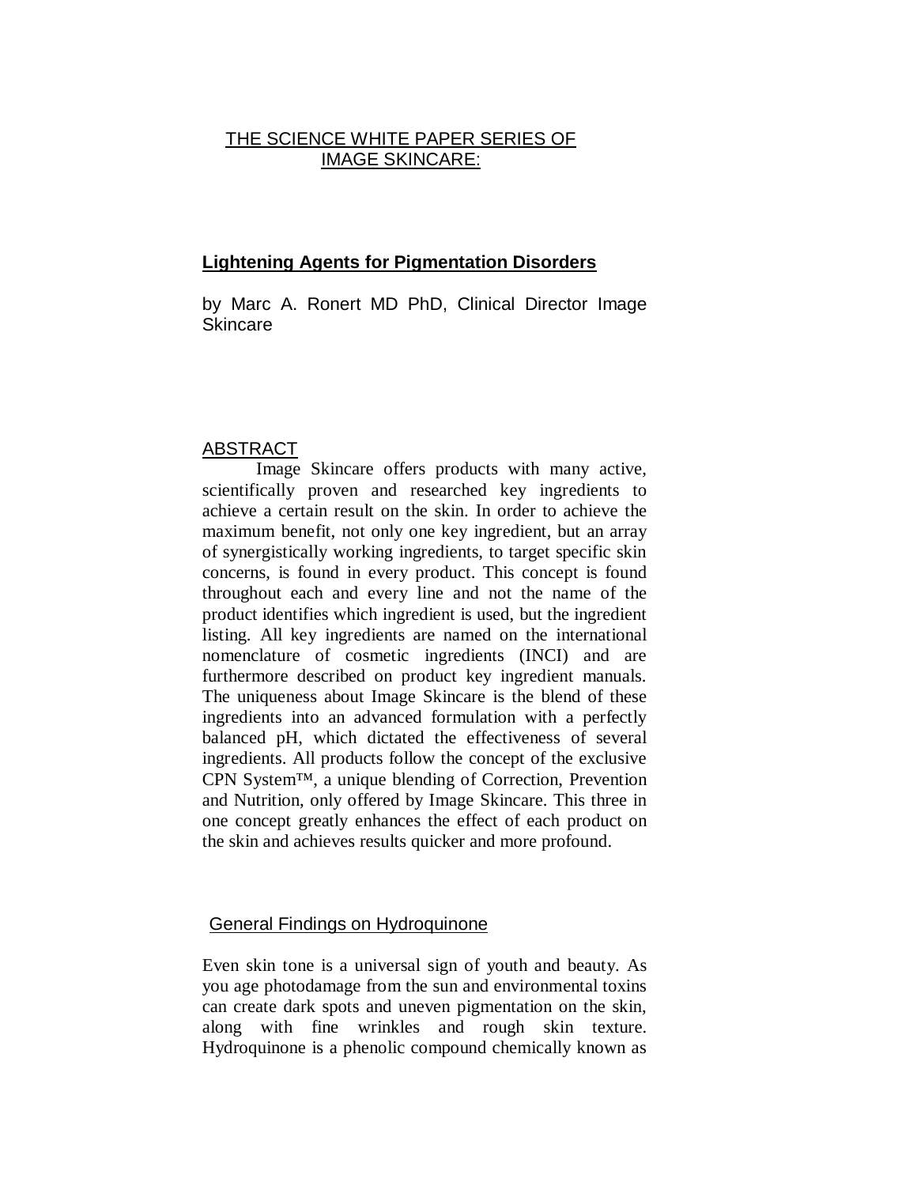# THE SCIENCE WHITE PAPER SERIES OF IMAGE SKINCARE:

## Lightening Agents for Pigmentation Disorders

by Marc A. Ronert MD PhD, Clinical Director Image Skincare

## ABSTRACT

Image Skincare offers products with many active, scientifically proven and researched key ingredients to achieve a certain result on the skin. In order to achieve the maximum benefit, not only one key ingredient, but an array of synergistically working ingredients, to target specific skin concerns, is found in every product. This concept is found throughout each and every line and not the name of the product identifies which ingredient is used, but the ingredient listing. All key ingredients are named on the international nomenclature of cosmetic ingredients (INCI) and are furthermore described on product key ingredient manuals. The uniqueness about Image Skincare is the blend of these ingredients into an advanced formulation with a perfectly balanced pH, which dictated the effectiveness of several ingredients. All products follow the concept of the exclusive CPN System™, a unique blending of Correction, Prevention and Nutrition, only offered by Image Skincare. This three in one concept greatly enhances the effect of each product on the skin and achieves results quicker and more profound.

## General Findings on Hydroquinone

Even skin tone is a universal sign of youth and beauty. As you age photodamage from the sun and environmental toxins can create dark spots and uneven pigmentation on the skin, along with fine wrinkles and rough skin texture. Hydroquinone is a phenolic compound chemically known as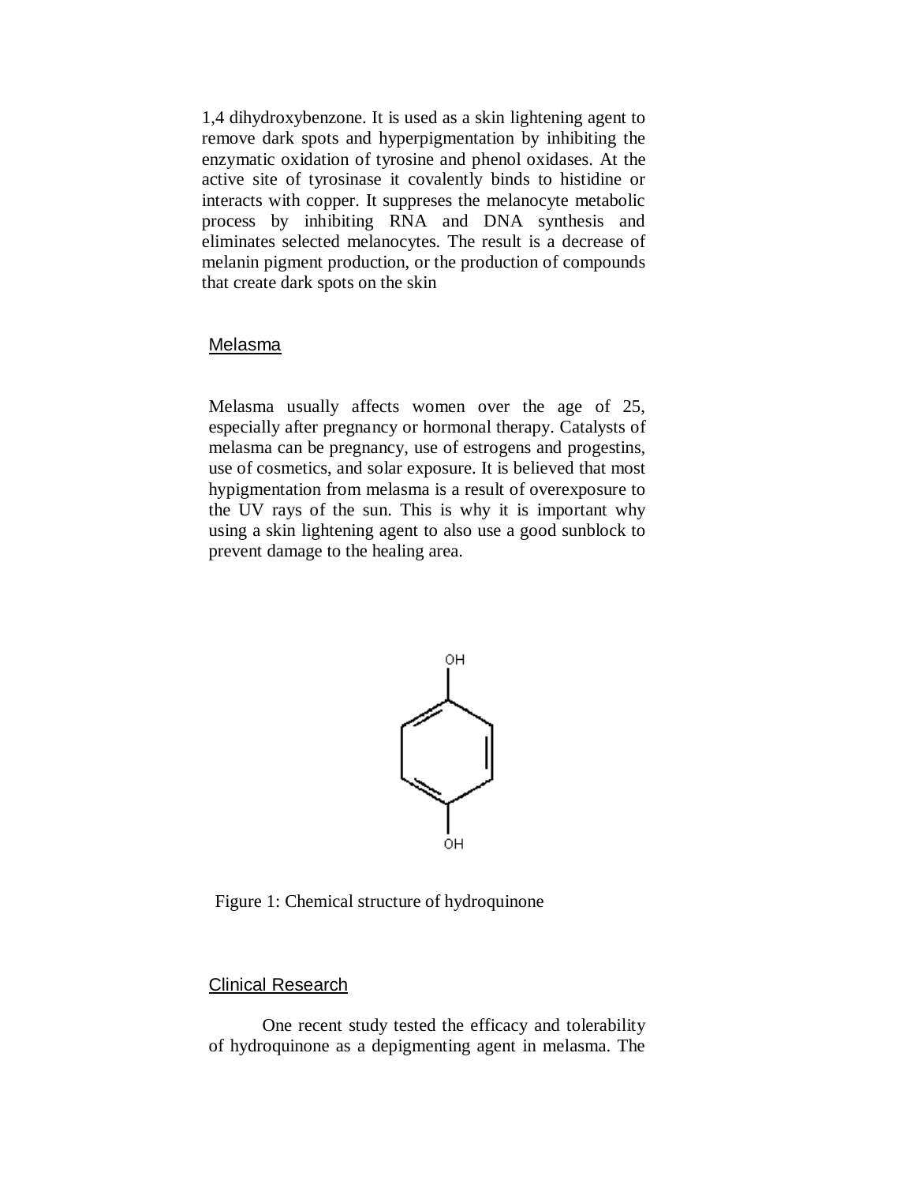1,4 dihydroxybenzone. It is used as a skin lightening agent to remove dark spots and hyperpigmentation by inhibiting the enzymatic oxidation of tyrosine and phenol oxidases. At the active site of tyrosinase it covalently binds to histidine or interacts with copper. It suppreses the melanocyte metabolic process by inhibiting RNA and DNA synthesis and eliminates selected melanocytes. The result is a decrease of melanin pigment production, or the production of compounds that create dark spots on the skin

## Melasma

Melasma usually affects women over the age of 25, especially after pregnancy or hormonal therapy. Catalysts of melasma can be pregnancy, use of estrogens and progestins, use of cosmetics, and solar exposure. It is believed that most hypigmentation from melasma is a result of overexposure to the UV rays of the sun. This is why it is important why using a skin lightening agent to also use a good sunblock to prevent damage to the healing area.

Figure 1: Chemical structure of hydroquinone

## Clinical Research

One recent study tested the efficacy and tolerability of hydroquinone as a depigmenting agent in melasma. The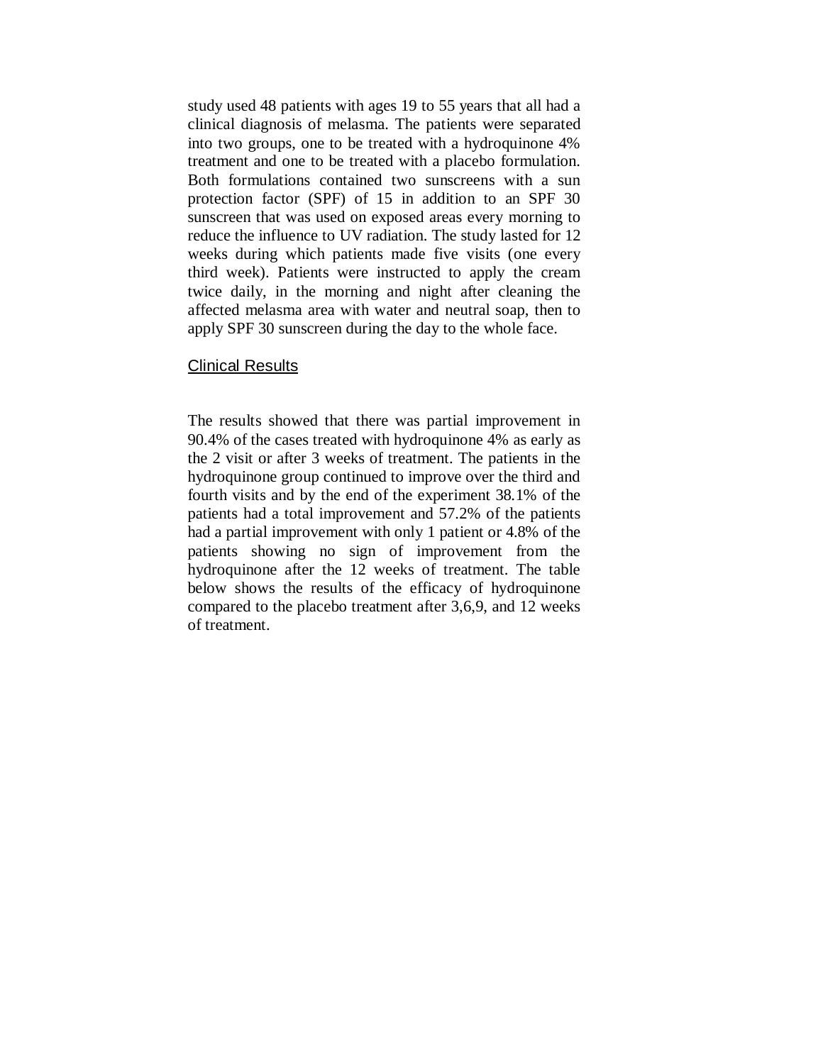study used 48 patients with ages 19 to 55 years that all had a clinical diagnosis of melasma. The patients were separated into two groups, one to be treated with a hydroquinone 4% treatment and one to be treated with a placebo formulation. Both formulations contained two sunscreens with a sun protection factor (SPF) of 15 in addition to an SPF 30 sunscreen that was used on exposed areas every morning to reduce the influence to UV radiation. The study lasted for 12 weeks during which patients made five visits (one every third week). Patients were instructed to apply the cream twice daily, in the morning and night after cleaning the affected melasma area with water and neutral soap, then to apply SPF 30 sunscreen during the day to the whole face.

## Clinical Results

The results showed that there was partial improvement in 90.4% of the cases treated with hydroquinone 4% as early as the 2 visit or after 3 weeks of treatment. The patients in the hydroquinone group continued to improve over the third and fourth visits and by the end of the experiment 38.1% of the patients had a total improvement and 57.2% of the patients had a partial improvement with only 1 patient or 4.8% of the patients showing no sign of improvement from the hydroquinone after the 12 weeks of treatment. The table below shows the results of the efficacy of hydroquinone compared to the placebo treatment after 3,6,9, and 12 weeks of treatment.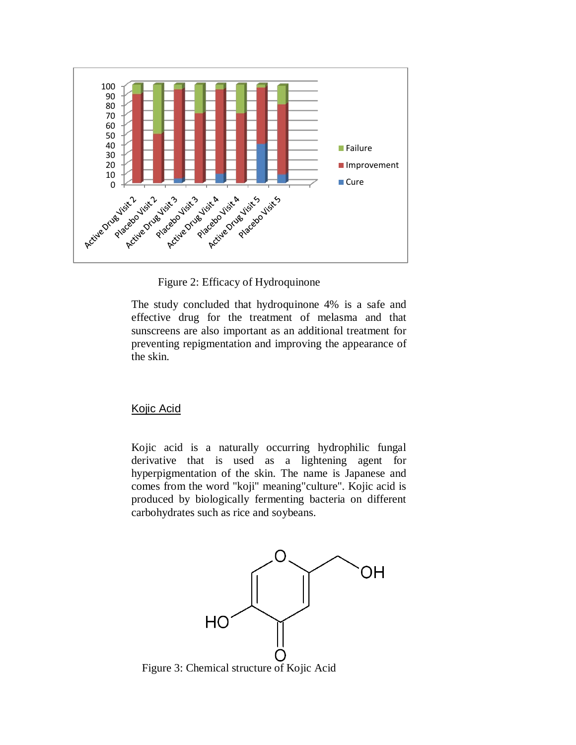Figure 2: Efficacy of Hydroquinone

The study concluded that hydroquinone 4% is a safe and effective drug for the treatment of melasma and that sunscreens are also important as an additional treatment for preventing repigmentation and improving the appearance of the skin.

## Kojic Acid

Kojic acid is a naturally occurring hydrophilic fungal derivative that is used as a lightening agent for hyperpigmentation of the skin. The name is Japanese and comes from the word "koji" meaning"culture". Kojic acid is produced by biologically fermenting bacteria on different carbohydrates such as rice and soybeans.

Figure 3: Chemical structure of Kojic Acid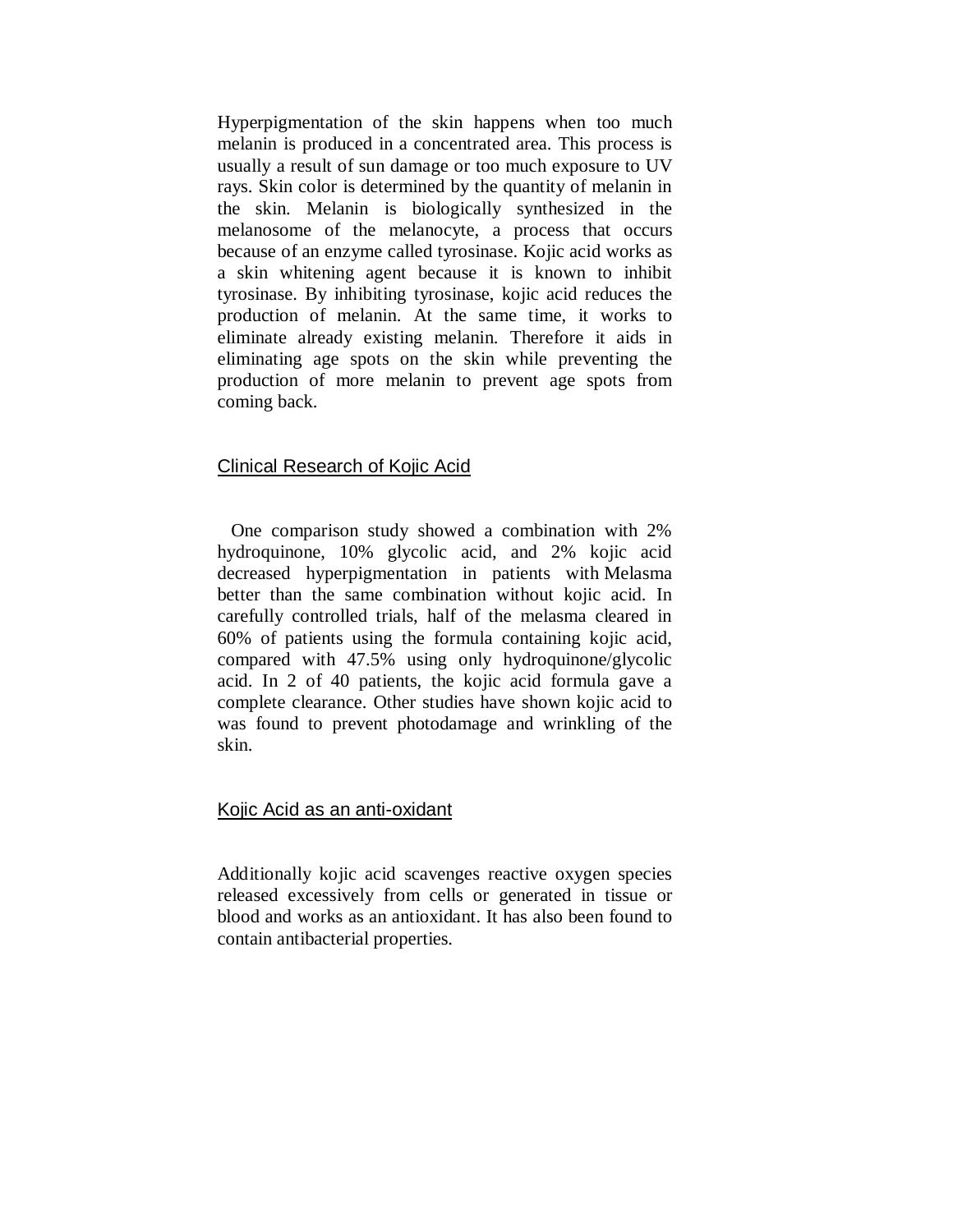Hyperpigmentation of the skin happens when too much melanin is produced in a concentrated area. This process is usually a result of sun damage or too much exposure to UV rays. Skin color is determined by the quantity of melanin in the skin. Melanin is biologically synthesized in the melanosome of the melanocyte, a process that occurs because of an enzyme called tyrosinase. Kojic acid works as a skin whitening agent because it is known to inhibit tyrosinase. By inhibiting tyrosinase, kojic acid reduces the production of melanin. At the same time, it works to eliminate already existing melanin. Therefore it aids in eliminating age spots on the skin while preventing the production of more melanin to prevent age spots from coming back.

## Clinical Research of Kojic Acid

One comparison study showed a combination with 2% hydroquinone, 10% glycolic acid, and 2% kojic acid decreased hyperpigmentation in patients with Melasma better than the same combination without kojic acid. In carefully controlled trials, half of the melasma cleared in 60% of patients using the formula containing kojic acid, compared with 47.5% using only hydroquinone/glycolic acid. In 2 of 40 patients, the kojic acid formula gave a complete clearance. Other studies have shown kojic acid to was found to prevent photodamage and wrinkling of the skin.

## Kojic Acid as an anti-oxidant

Additionally kojic acid scavenges reactive oxygen species released excessively from cells or generated in tissue or blood and works as an antioxidant. It has also been found to contain antibacterial properties.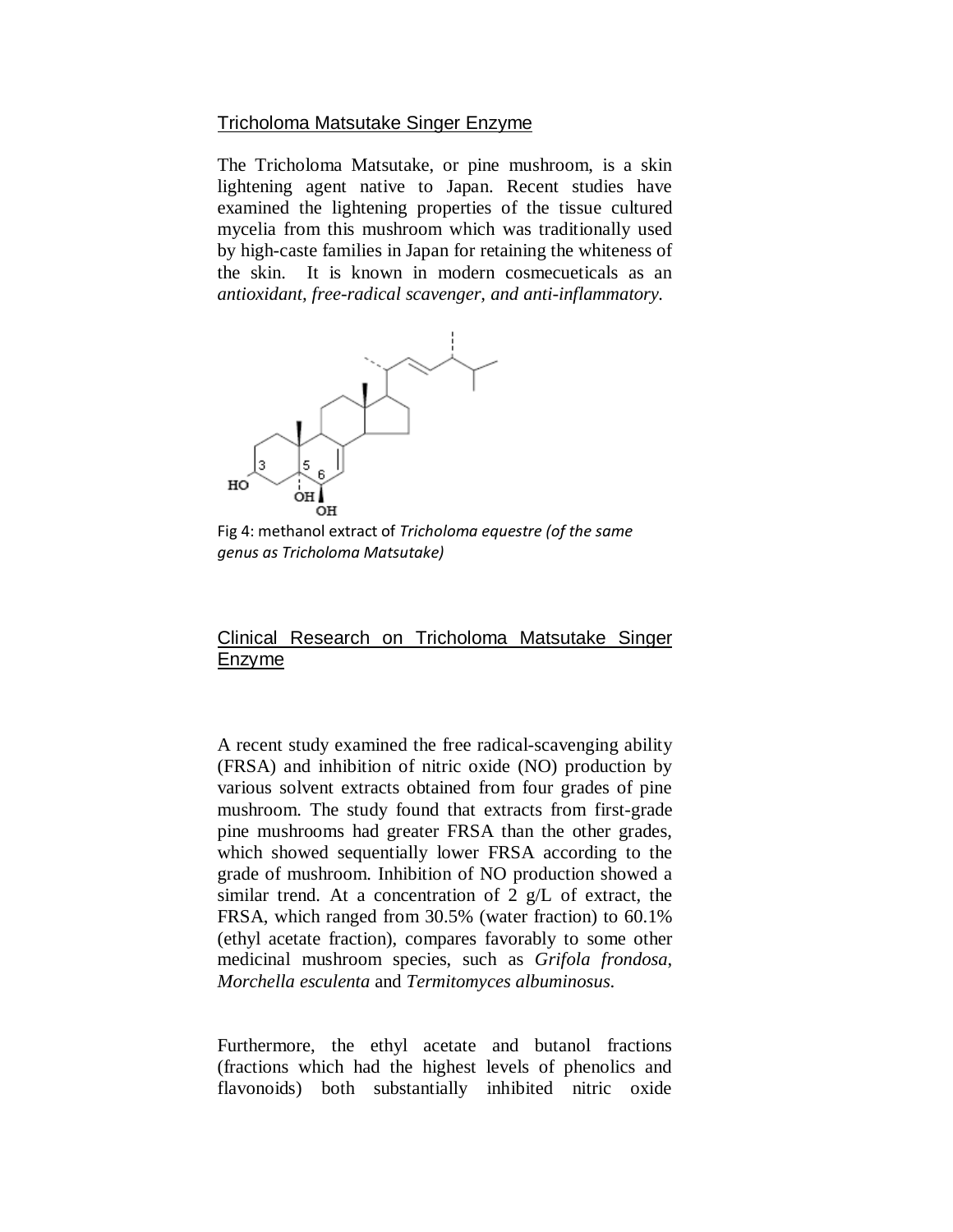## Tricholoma Matsutake Singer Enzyme

The Tricholoma Matsutake, or pine mushroom, is a skin lightening agent native to Japan. Recent studies have examined the lightening properties of the tissue cultured mycelia from this mushroom which was traditionally used by high-caste families in Japan for retaining the whiteness of the skin. It is known in modern cosmecueticals as an *antioxidant, free-radical scavenger, and anti-inflammatory.*

Fig 4: methanol extract of *Tricholoma equestre (of the same genus as Tricholoma Matsutake)*

## Clinical Research on Tricholoma Matsutake Singer Enzyme

A recent study examined the free radical-scavenging ability (FRSA) and inhibition of nitric oxide (NO) production by various solvent extracts obtained from four grades of pine mushroom. The study found that extracts from first-grade pine mushrooms had greater FRSA than the other grades, which showed sequentially lower FRSA according to the grade of mushroom. Inhibition of NO production showed a similar trend. At a concentration of 2 g/L of extract, the FRSA, which ranged from 30.5% (water fraction) to 60.1% (ethyl acetate fraction), compares favorably to some other medicinal mushroom species, such as *Grifola frondosa*, *Morchella esculenta* and *Termitomyces albuminosus*.

Furthermore, the ethyl acetate and butanol fractions (fractions which had the highest levels of phenolics and flavonoids) both substantially inhibited nitric oxide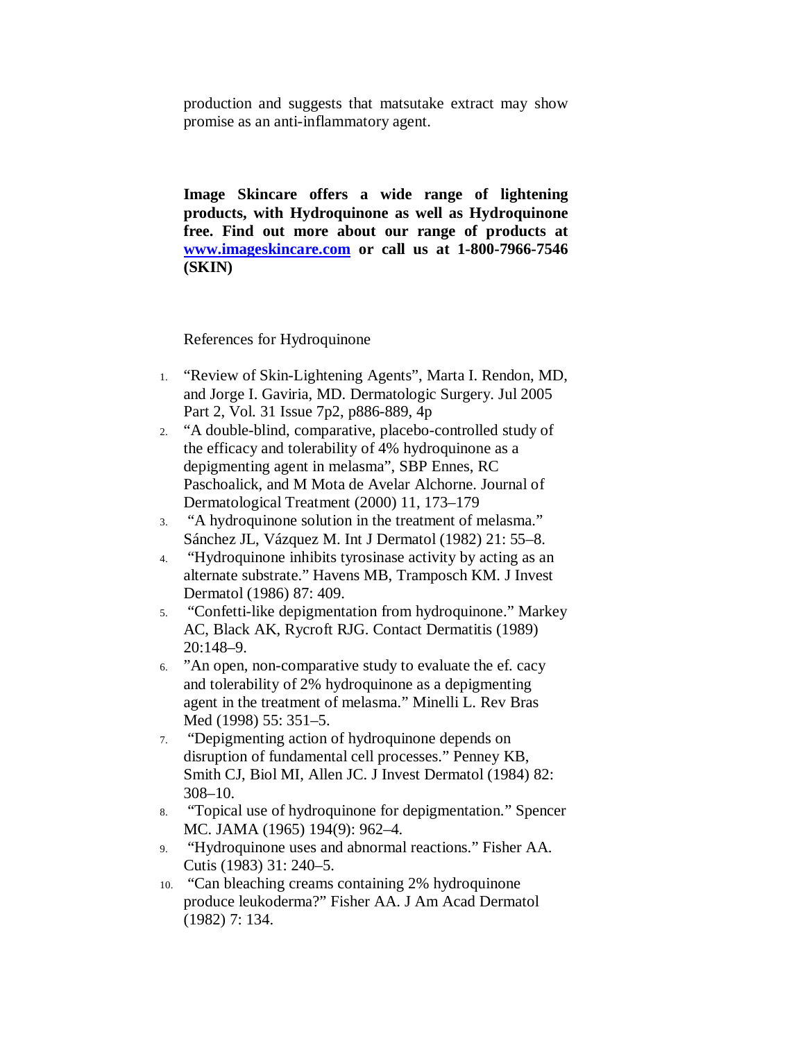production and suggests that matsutake extract may show promise as an anti-inflammatory agent.

**Image Skincare offers a wide range of lightening products, with Hydroquinone as well as Hydroquinone free. Find out more about our range of products at [www.imageskincare.com](http://www.imageskincare.com) or call us at 1-800-7966-7546 (SKIN)**

References for Hydroquinone

1. "Review of Skin-Lightening Agents", Marta I. Rendon, MD, and Jorge I. Gaviria, MD. Dermatologic Surgery. Jul 2005 Part 2, Vol. 31 Issue 7p2, p886-889, 4p
2. "A double-blind, comparative, placebo-controlled study of the efficacy and tolerability of 4% hydroquinone as a depigmenting agent in melasma", SBP Ennes, RC Paschoalick, and M Mota de Avelar Alchorne. Journal of Dermatological Treatment (2000) 11, 173–179
3. "A hydroquinone solution in the treatment of melasma." Sánchez JL, Vázquez M. Int J Dermatol (1982) 21: 55–8.
4. "Hydroquinone inhibits tyrosinase activity by acting as an alternate substrate." Havens MB, Tramposch KM. J Invest Dermatol (1986) 87: 409.
5. "Confetti-like depigmentation from hydroquinone." Markey AC, Black AK, Rycroft RJG. Contact Dermatitis (1989) 20:148–9.
6. "An open, non-comparative study to evaluate the ef. cacy and tolerability of 2% hydroquinone as a depigmenting agent in the treatment of melasma." Minelli L. Rev Bras Med (1998) 55: 351–5.
7. "Depigmenting action of hydroquinone depends on disruption of fundamental cell processes." Penney KB, Smith CJ, Biol MI, Allen JC. J Invest Dermatol (1984) 82: 308–10.
8. "Topical use of hydroquinone for depigmentation." Spencer MC. JAMA (1965) 194(9): 962–4.
9. "Hydroquinone uses and abnormal reactions." Fisher AA. Cutis (1983) 31: 240–5.
10. "Can bleaching creams containing 2% hydroquinone produce leukoderma?" Fisher AA. J Am Acad Dermatol (1982) 7: 134.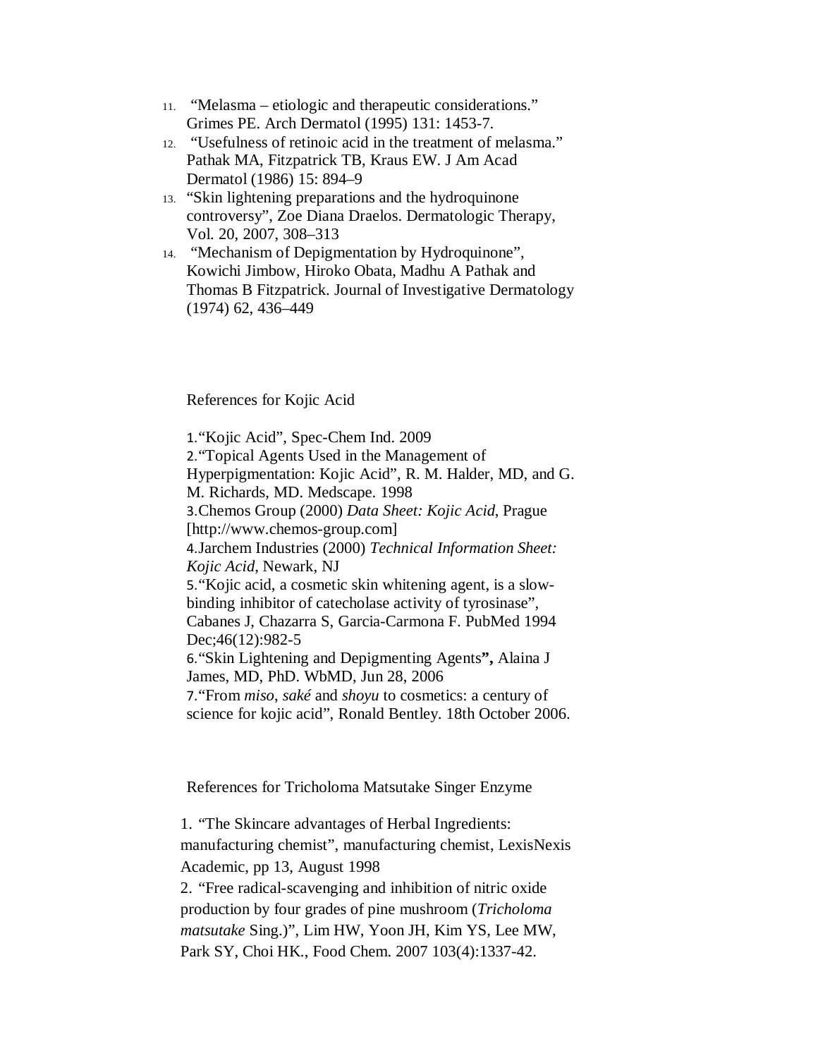11. "Melasma – etiologic and therapeutic considerations." Grimes PE. Arch Dermatol (1995) 131: 1453-7.
12. "Usefulness of retinoic acid in the treatment of melasma." Pathak MA, Fitzpatrick TB, Kraus EW. J Am Acad Dermatol (1986) 15: 894–9
13. "Skin lightening preparations and the hydroquinone controversy", Zoe Diana Draelos. Dermatologic Therapy, Vol. 20, 2007, 308–313
14. "Mechanism of Depigmentation by Hydroquinone", Kowichi Jimbow, Hiroko Obata, Madhu A Pathak and Thomas B Fitzpatrick. Journal of Investigative Dermatology (1974) 62, 436–449

References for Kojic Acid

1. "Kojic Acid", Spec-Chem Ind. 2009
2. "Topical Agents Used in the Management of Hyperpigmentation: Kojic Acid", R. M. Halder, MD, and G. M. Richards, MD. Medscape. 1998
3. Chemos Group (2000) *Data Sheet: Kojic Acid*, Prague [http://www.chemos-group.com]
4. Jarchem Industries (2000) *Technical Information Sheet: Kojic Acid*, Newark, NJ
5. "Kojic acid, a cosmetic skin whitening agent, is a slow-binding inhibitor of catecholase activity of tyrosinase", Cabanes J, Chazarra S, Garcia-Carmona F. PubMed 1994 Dec;46(12):982-5
6. "Skin Lightening and Depigmenting Agents**",** Alaina J James, MD, PhD. WbMD, Jun 28, 2006
7. "From *miso*, *saké* and *shoyu* to cosmetics: a century of science for kojic acid", Ronald Bentley. 18th October 2006.

References for Tricholoma Matsutake Singer Enzyme

1. "The Skincare advantages of Herbal Ingredients: manufacturing chemist", manufacturing chemist, LexisNexis Academic, pp 13, August 1998
2. "Free radical-scavenging and inhibition of nitric oxide production by four grades of pine mushroom (*Tricholoma matsutake* Sing.)", Lim HW, Yoon JH, Kim YS, Lee MW, Park SY, Choi HK., Food Chem. 2007 103(4):1337-42.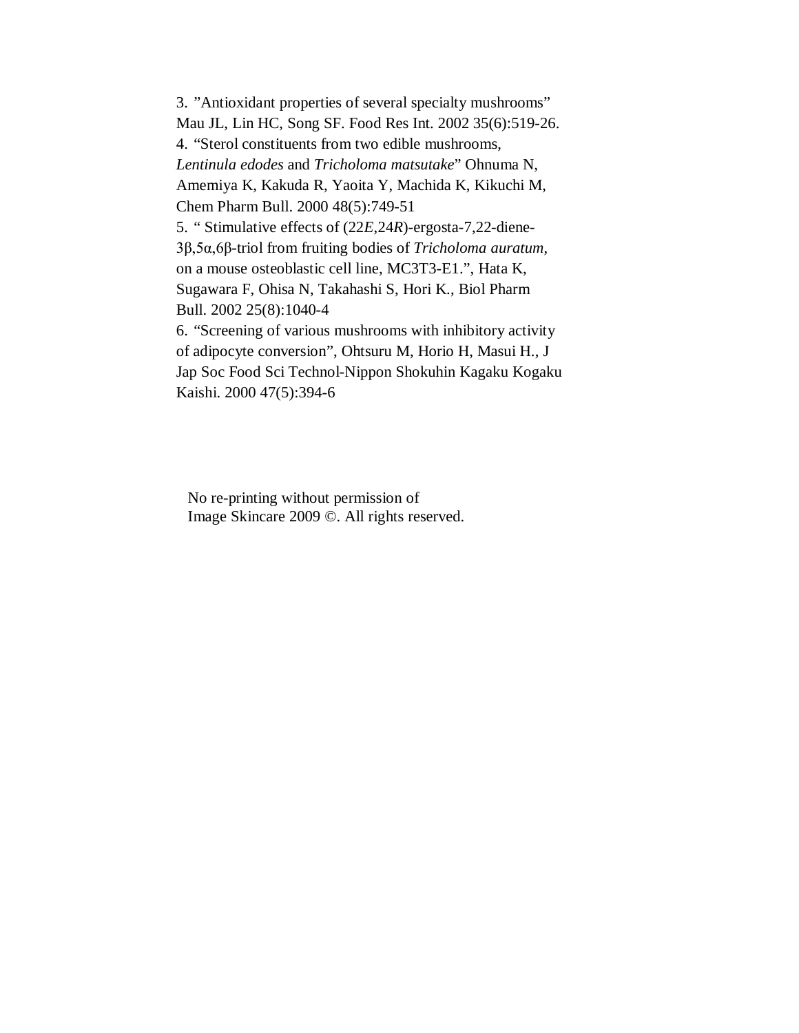3. ”Antioxidant properties of several specialty mushrooms” Mau JL, Lin HC, Song SF. Food Res Int. 2002 35(6):519-26.

4. “Sterol constituents from two edible mushrooms, *Lentinula edodes* and *Tricholoma matsutake*” Ohnuma N, Amemiya K, Kakuda R, Yaoita Y, Machida K, Kikuchi M, Chem Pharm Bull. 2000 48(5):749-51

5. “ Stimulative effects of (22*E*,24*R*)-ergosta-7,22-diene-3β,5α,6β-triol from fruiting bodies of *Tricholoma auratum*, on a mouse osteoblastic cell line, MC3T3-E1.”, Hata K, Sugawara F, Ohisa N, Takahashi S, Hori K., Biol Pharm Bull. 2002 25(8):1040-4

6. “Screening of various mushrooms with inhibitory activity of adipocyte conversion”, Ohtsuru M, Horio H, Masui H., J Jap Soc Food Sci Technol-Nippon Shokuhin Kagaku Kogaku Kaishi. 2000 47(5):394-6

No re-printing without permission of
Image Skincare 2009 ©. All rights reserved.